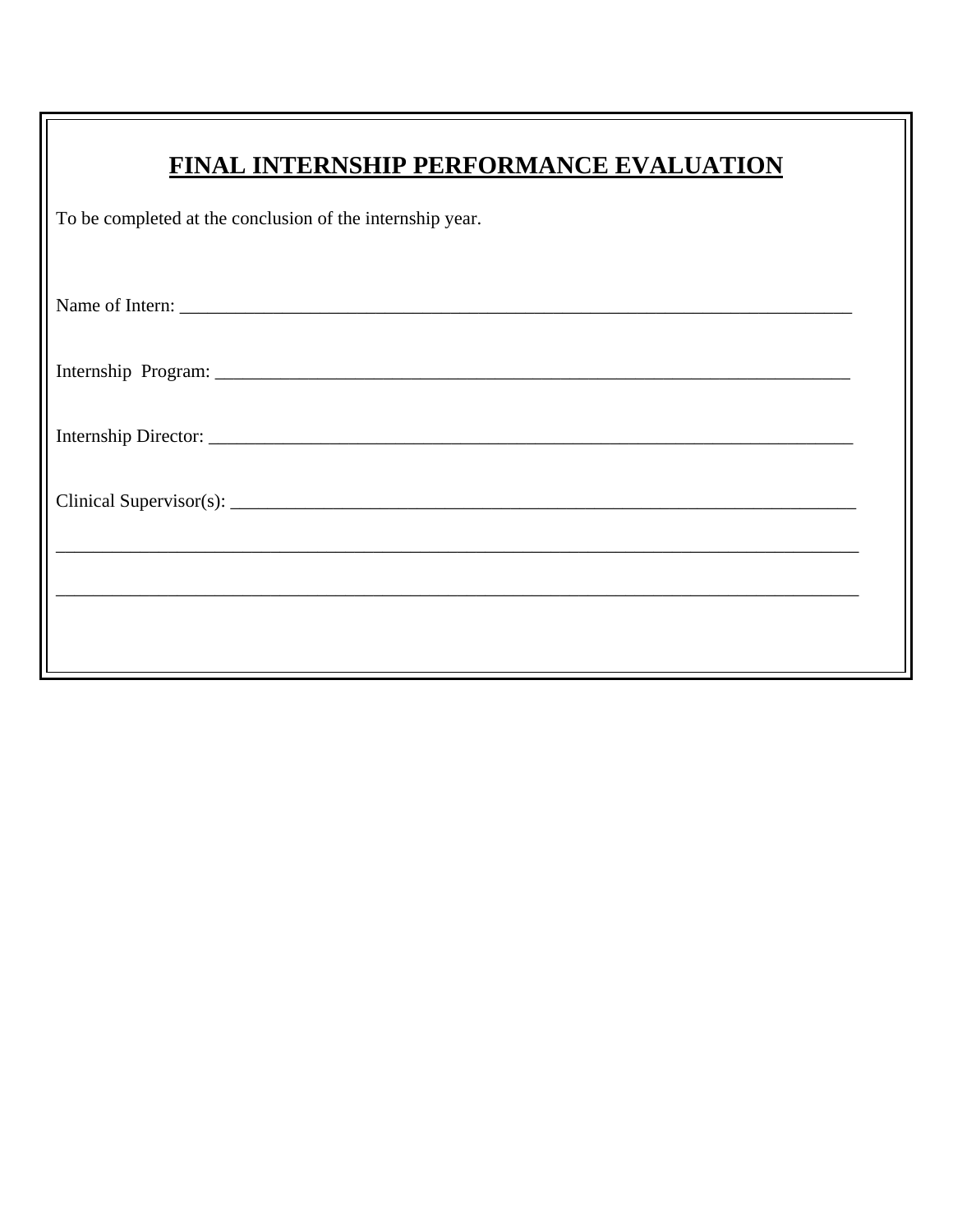# FINAL INTERNSHIP PERFORMANCE EVALUATION

To be completed at the conclusion of the internship year.

Name of Intern: ___________________________________________________________________________

Internship Program: ______________________________________________________________________

Internship Director: _______________________________________________________________________

Clinical Supervisor(s): _____________________________________________________________________

______________________________________________________________________________________

______________________________________________________________________________________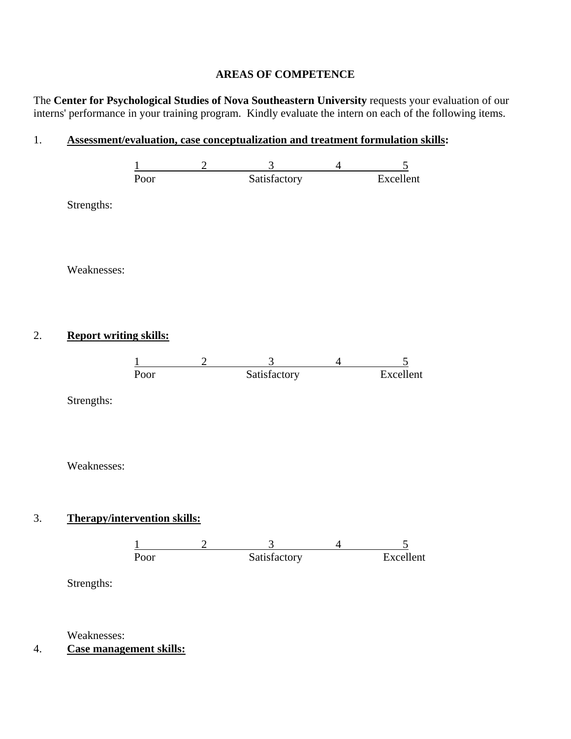## AREAS OF COMPETENCE

The **Center for Psychological Studies of Nova Southeastern University** requests your evaluation of our interns' performance in your training program. Kindly evaluate the intern on each of the following items.

1. **Assessment/evaluation, case conceptualization and treatment formulation skills:**

| 1 | 2 | 3 | 4 | 5 |
|---|---|---|---|---|
| Poor | | Satisfactory | | Excellent |

Strengths:

Weaknesses:

2. **Report writing skills:**

| 1 | 2 | 3 | 4 | 5 |
|---|---|---|---|---|
| Poor | | Satisfactory | | Excellent |

Strengths:

Weaknesses:

3. **Therapy/intervention skills:**

| 1 | 2 | 3 | 4 | 5 |
|---|---|---|---|---|
| Poor | | Satisfactory | | Excellent |

Strengths:

Weaknesses:

4. **Case management skills:**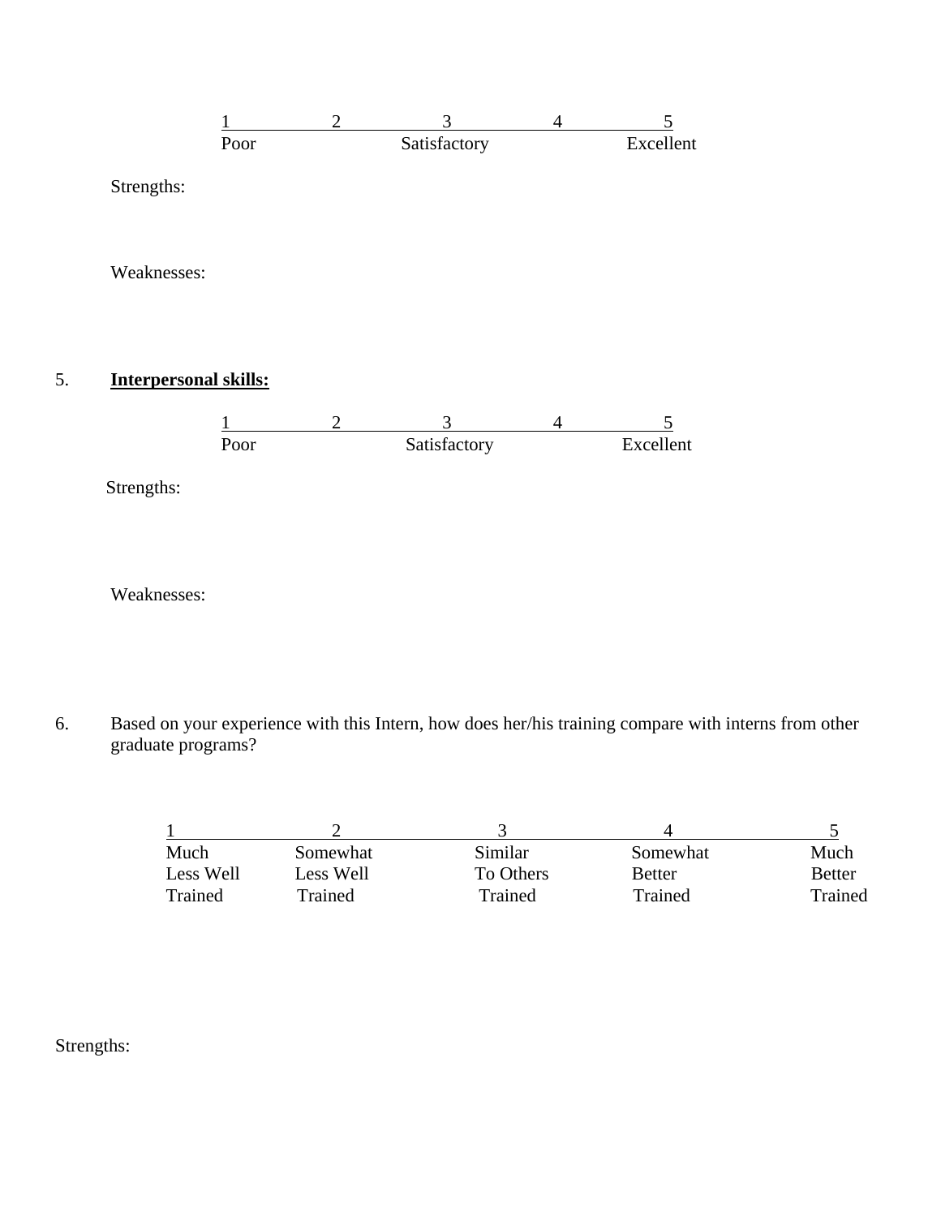| 1 | 2 | 3 | 4 | 5 |
|---|---|---|---|---|
| Poor | | Satisfactory | | Excellent |

Strengths:

Weaknesses:

5. **Interpersonal skills:**

| 1 | 2 | 3 | 4 | 5 |
|---|---|---|---|---|
| Poor | | Satisfactory | | Excellent |

Strengths:

Weaknesses:

6. Based on your experience with this Intern, how does her/his training compare with interns from other graduate programs?

| 1 | 2 | 3 | 4 | 5 |
|---|---|---|---|---|
| Much Less Well Trained | Somewhat Less Well Trained | Similar To Others Trained | Somewhat Better Trained | Much Better Trained |

Strengths: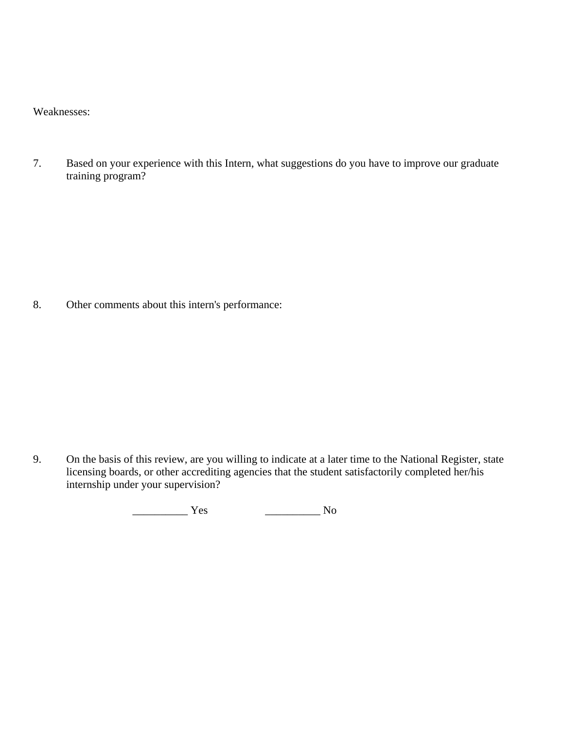Weaknesses:

7. Based on your experience with this Intern, what suggestions do you have to improve our graduate training program?

8. Other comments about this intern's performance:

9. On the basis of this review, are you willing to indicate at a later time to the National Register, state licensing boards, or other accrediting agencies that the student satisfactorily completed her/his internship under your supervision?

__________ Yes __________ No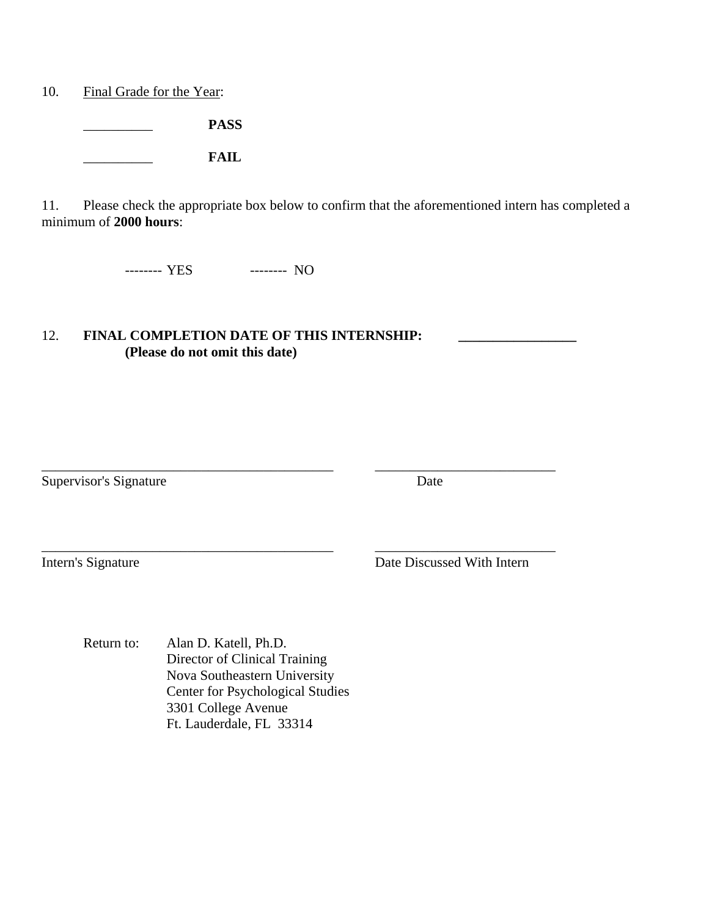10. Final Grade for the Year:

__________ **PASS**

__________ **FAIL**

11. Please check the appropriate box below to confirm that the aforementioned intern has completed a minimum of **2000 hours**:

-------- YES -------- NO

12. **FINAL COMPLETION DATE OF THIS INTERNSHIP:** _________________
**(Please do not omit this date)**

___________________________________________ __________________________
Supervisor's Signature Date

___________________________________________ __________________________
Intern's Signature Date Discussed With Intern

Return to: Alan D. Katell, Ph.D.
Director of Clinical Training
Nova Southeastern University
Center for Psychological Studies
3301 College Avenue
Ft. Lauderdale, FL 33314